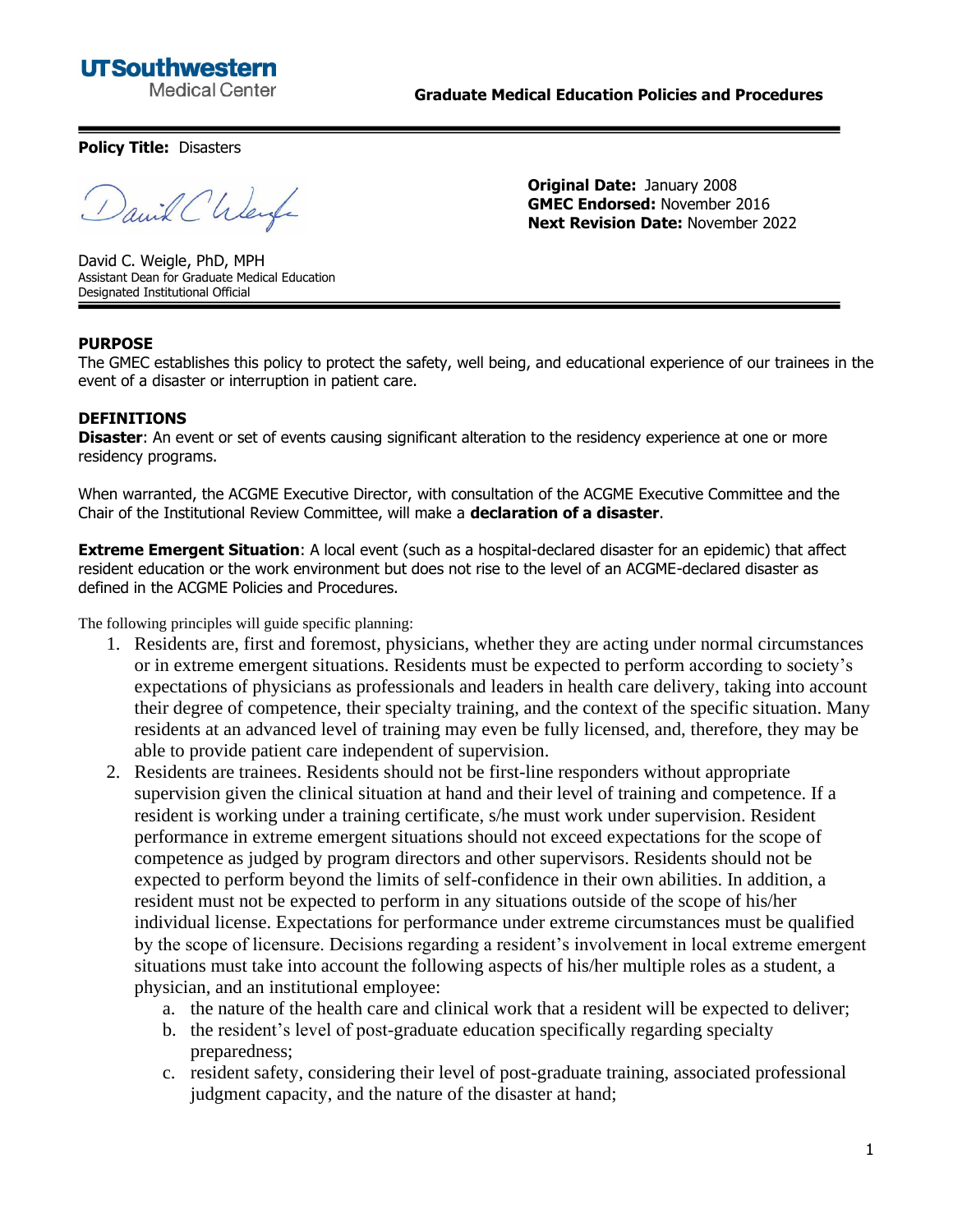**UTSouthwestern**
Medical Center

**Graduate Medical Education Policies and Procedures**

---

**Policy Title:** Disasters

David C. Weigle, PhD, MPH
Assistant Dean for Graduate Medical Education
Designated Institutional Official

**Original Date:** January 2008
**GMEC Endorsed:** November 2016
**Next Revision Date:** November 2022

---

**PURPOSE**

The GMEC establishes this policy to protect the safety, well being, and educational experience of our trainees in the event of a disaster or interruption in patient care.

**DEFINITIONS**

**Disaster**: An event or set of events causing significant alteration to the residency experience at one or more residency programs.

When warranted, the ACGME Executive Director, with consultation of the ACGME Executive Committee and the Chair of the Institutional Review Committee, will make a **declaration of a disaster**.

**Extreme Emergent Situation**: A local event (such as a hospital-declared disaster for an epidemic) that affect resident education or the work environment but does not rise to the level of an ACGME-declared disaster as defined in the ACGME Policies and Procedures.

The following principles will guide specific planning:

1. Residents are, first and foremost, physicians, whether they are acting under normal circumstances or in extreme emergent situations. Residents must be expected to perform according to society's expectations of physicians as professionals and leaders in health care delivery, taking into account their degree of competence, their specialty training, and the context of the specific situation. Many residents at an advanced level of training may even be fully licensed, and, therefore, they may be able to provide patient care independent of supervision.
2. Residents are trainees. Residents should not be first-line responders without appropriate supervision given the clinical situation at hand and their level of training and competence. If a resident is working under a training certificate, s/he must work under supervision. Resident performance in extreme emergent situations should not exceed expectations for the scope of competence as judged by program directors and other supervisors. Residents should not be expected to perform beyond the limits of self-confidence in their own abilities. In addition, a resident must not be expected to perform in any situations outside of the scope of his/her individual license. Expectations for performance under extreme circumstances must be qualified by the scope of licensure. Decisions regarding a resident's involvement in local extreme emergent situations must take into account the following aspects of his/her multiple roles as a student, a physician, and an institutional employee:
    a. the nature of the health care and clinical work that a resident will be expected to deliver;
    b. the resident's level of post-graduate education specifically regarding specialty preparedness;
    c. resident safety, considering their level of post-graduate training, associated professional judgment capacity, and the nature of the disaster at hand;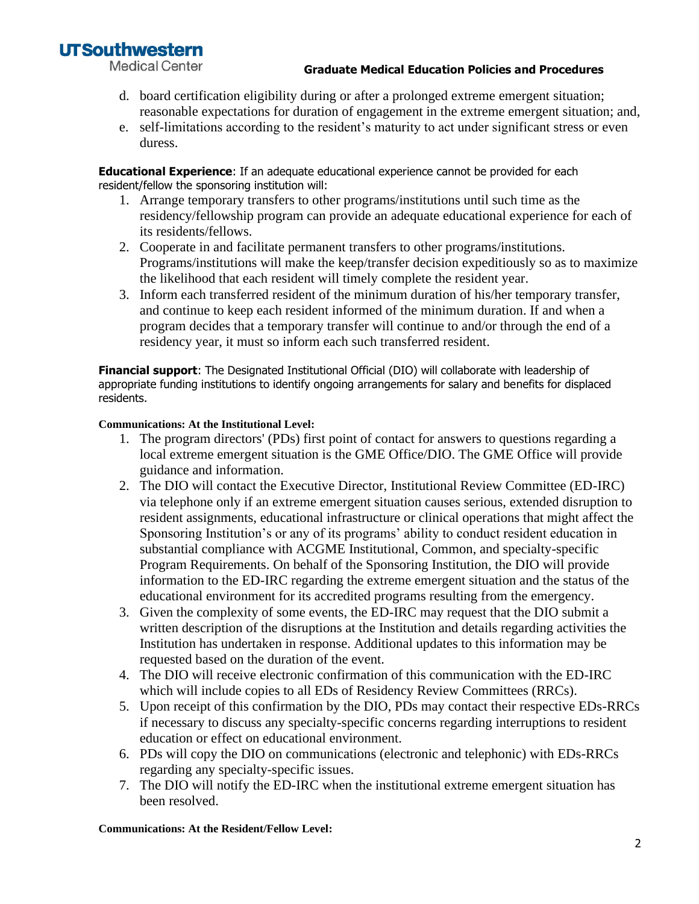d. board certification eligibility during or after a prolonged extreme emergent situation; reasonable expectations for duration of engagement in the extreme emergent situation; and,
e. self-limitations according to the resident's maturity to act under significant stress or even duress.

**Educational Experience**: If an adequate educational experience cannot be provided for each resident/fellow the sponsoring institution will:

1. Arrange temporary transfers to other programs/institutions until such time as the residency/fellowship program can provide an adequate educational experience for each of its residents/fellows.
2. Cooperate in and facilitate permanent transfers to other programs/institutions. Programs/institutions will make the keep/transfer decision expeditiously so as to maximize the likelihood that each resident will timely complete the resident year.
3. Inform each transferred resident of the minimum duration of his/her temporary transfer, and continue to keep each resident informed of the minimum duration. If and when a program decides that a temporary transfer will continue to and/or through the end of a residency year, it must so inform each such transferred resident.

**Financial support**: The Designated Institutional Official (DIO) will collaborate with leadership of appropriate funding institutions to identify ongoing arrangements for salary and benefits for displaced residents.

**Communications: At the Institutional Level:**

1. The program directors' (PDs) first point of contact for answers to questions regarding a local extreme emergent situation is the GME Office/DIO. The GME Office will provide guidance and information.
2. The DIO will contact the Executive Director, Institutional Review Committee (ED-IRC) via telephone only if an extreme emergent situation causes serious, extended disruption to resident assignments, educational infrastructure or clinical operations that might affect the Sponsoring Institution's or any of its programs' ability to conduct resident education in substantial compliance with ACGME Institutional, Common, and specialty-specific Program Requirements. On behalf of the Sponsoring Institution, the DIO will provide information to the ED-IRC regarding the extreme emergent situation and the status of the educational environment for its accredited programs resulting from the emergency.
3. Given the complexity of some events, the ED-IRC may request that the DIO submit a written description of the disruptions at the Institution and details regarding activities the Institution has undertaken in response. Additional updates to this information may be requested based on the duration of the event.
4. The DIO will receive electronic confirmation of this communication with the ED-IRC which will include copies to all EDs of Residency Review Committees (RRCs).
5. Upon receipt of this confirmation by the DIO, PDs may contact their respective EDs-RRCs if necessary to discuss any specialty-specific concerns regarding interruptions to resident education or effect on educational environment.
6. PDs will copy the DIO on communications (electronic and telephonic) with EDs-RRCs regarding any specialty-specific issues.
7. The DIO will notify the ED-IRC when the institutional extreme emergent situation has been resolved.

**Communications: At the Resident/Fellow Level:**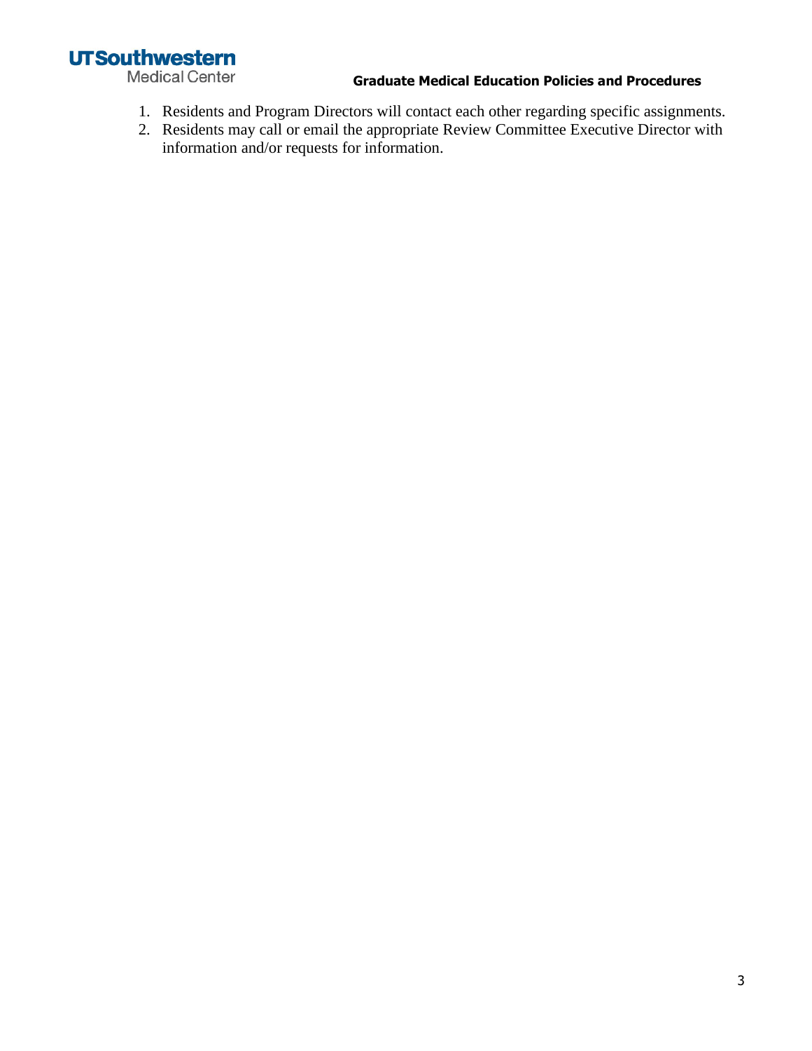1. Residents and Program Directors will contact each other regarding specific assignments.
2. Residents may call or email the appropriate Review Committee Executive Director with information and/or requests for information.